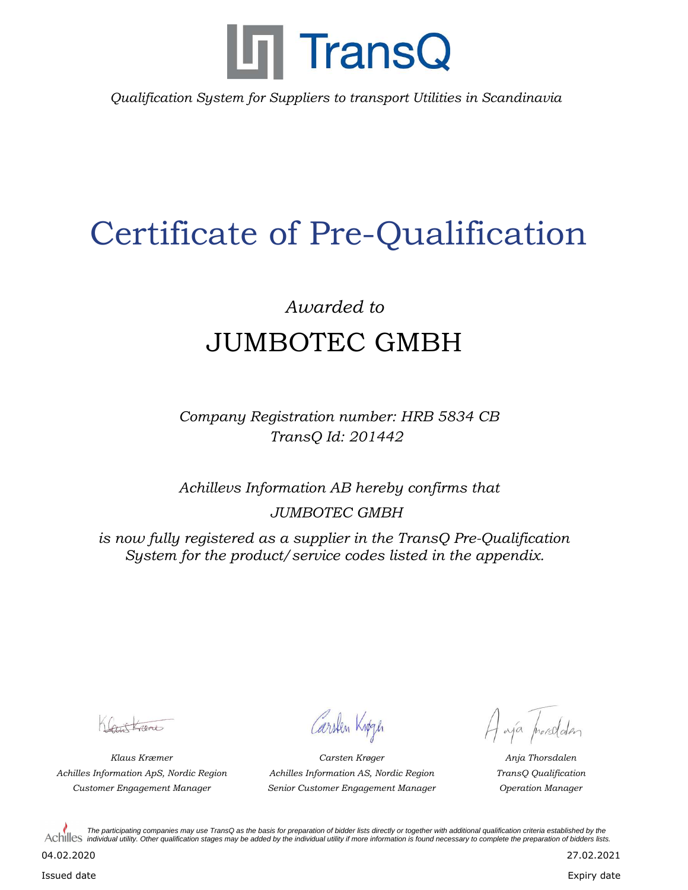TransQ

*Qualification System for Suppliers to transport Utilities in Scandinavia*

# Certificate of Pre-Qualification

*Awarded to*

## JUMBOTEC GMBH

*Company Registration number: HRB 5834 CB*
*TransQ Id: 201442*

*Achillevs Information AB hereby confirms that*

*JUMBOTEC GMBH*

*is now fully registered as a supplier in the TransQ Pre-Qualification System for the product/service codes listed in the appendix.*

| | | |
|---|---|---|
| *Klaus Kræmer* | *Carsten Krøger* | *Anja Thorsdalen* |
| *Achilles Information ApS, Nordic Region* | *Achilles Information AS, Nordic Region* | *TransQ Qualification* |
| *Customer Engagement Manager* | *Senior Customer Engagement Manager* | *Operation Manager* |

Achilles *The participating companies may use TransQ as the basis for preparation of bidder lists directly or together with additional qualification criteria established by the individual utility. Other qualification stages may be added by the individual utility if more information is found necessary to complete the preparation of bidders lists.*

04.02.2020
Issued date

27.02.2021
Expiry date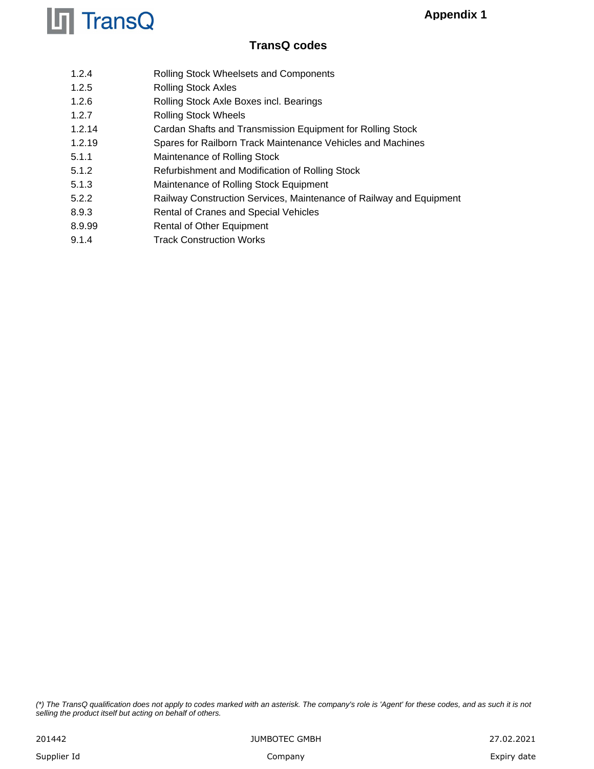**Appendix 1**

## TransQ codes

| | |
|---|---|
| 1.2.4 | Rolling Stock Wheelsets and Components |
| 1.2.5 | Rolling Stock Axles |
| 1.2.6 | Rolling Stock Axle Boxes incl. Bearings |
| 1.2.7 | Rolling Stock Wheels |
| 1.2.14 | Cardan Shafts and Transmission Equipment for Rolling Stock |
| 1.2.19 | Spares for Railborn Track Maintenance Vehicles and Machines |
| 5.1.1 | Maintenance of Rolling Stock |
| 5.1.2 | Refurbishment and Modification of Rolling Stock |
| 5.1.3 | Maintenance of Rolling Stock Equipment |
| 5.2.2 | Railway Construction Services, Maintenance of Railway and Equipment |
| 8.9.3 | Rental of Cranes and Special Vehicles |
| 8.9.99 | Rental of Other Equipment |
| 9.1.4 | Track Construction Works |

*(\*) The TransQ qualification does not apply to codes marked with an asterisk. The company's role is 'Agent' for these codes, and as such it is not selling the product itself but acting on behalf of others.*

| 201442 | JUMBOTEC GMBH | 27.02.2021 |
|---|---|---|
| Supplier Id | Company | Expiry date |